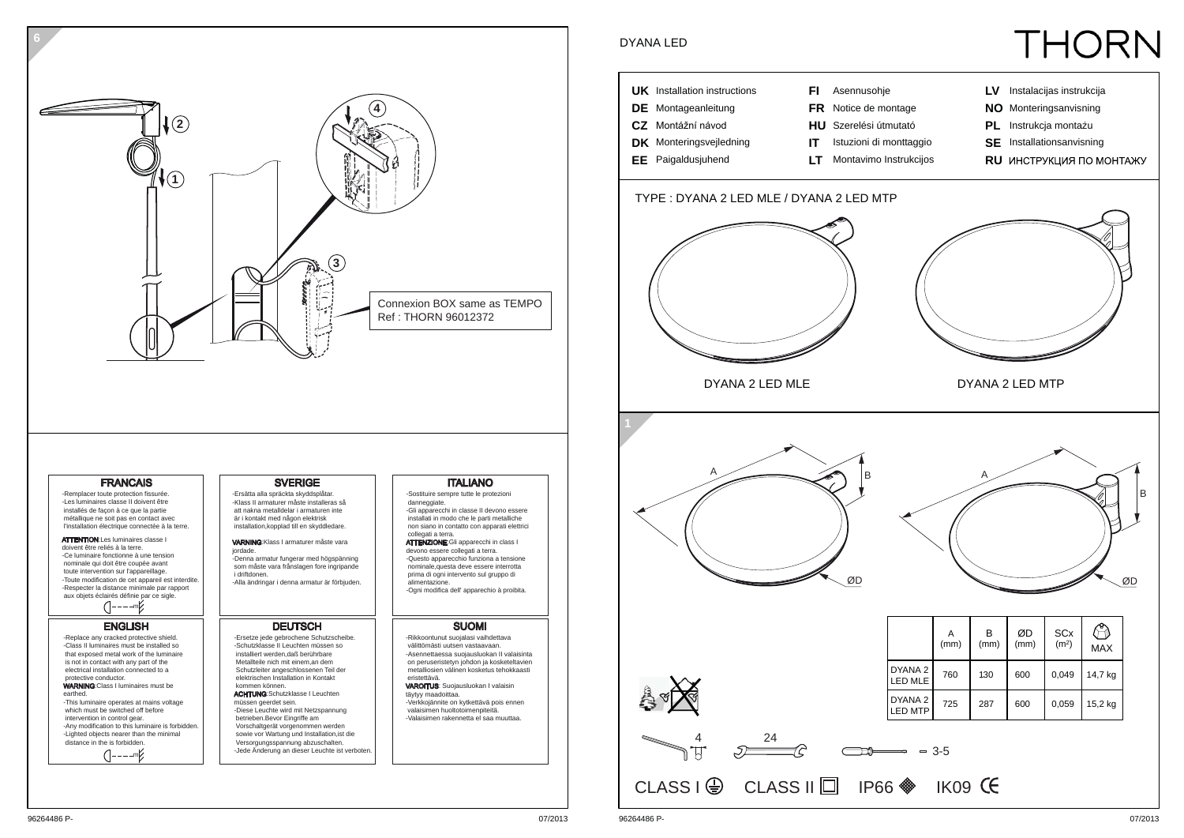## 6

Connexion BOX same as TEMPO
Ref : THORN 96012372

### FRANCAIS

- Remplacer toute protection fissurée.
- Les luminaires classe II doivent être installés de façon à ce que la partie métallique ne soit pas en contact avec l'installation électrique connectée à la terre.

**ATTENTION**:Les luminaires classe I doivent être reliés à la terre.

- Ce luminaire fonctionne à une tension nominale qui doit être coupée avant toute intervention sur l'appareillage.
- Toute modification de cet appareil est interdite.
- Respecter la distance minimale par rapport aux objets éclairés définie par ce sigle.

### SVERIGE

- Ersätta alla spräckta skyddsplåtar.
- Klass II armaturer måste installeras så att nakna metalldelar i armaturen inte är i kontakt med någon elektrisk installation,kopplad till en skyddledare.

**VARNING**:Klass I armaturer måste vara jordade.

- Denna armatur fungerar med högspänning som måste vara frånslagen fore ingripande i driftdonen.
- Alla ändringar i denna armatur är förbjuden.

### ITALIANO

- Sostituire sempre tutte le protezioni danneggiate.
- Gli apparecchi in classe II devono essere installati in modo che le parti metalliche non siano in contatto con apparati elettrici collegati a terra.

**ATTENZIONE**:Gli apparecchi in class I devono essere collegati a terra.

- Questo apparecchio funziona a tensione nominale,questa deve essere interrotta prima di ogni intervento sul gruppo di alimentazione.
- Ogni modifica dell' apparechio à proibita.

### ENGLISH

- Replace any cracked protective shield.
- Class II luminaires must be installed so that exposed metal work of the luminaire is not in contact with any part of the electrical installation connected to a protective conductor.

**WARNING**:Class I luminaires must be earthed.

- This luminaire operates at mains voltage which must be switched off before intervention in control gear.
- Any modification to this luminaire is forbidden.
- Lighted objects nearer than the minimal distance in the is forbidden.

### DEUTSCH

- Ersetze jede gebrochene Schutzscheibe.
- Schutzklasse II Leuchten müssen so installiert werden,daß berührbare Metallteile nicht mit einem,an dem Schutzleiter angeschlossenen Teil der elektrischen Installation in Kontakt kommen können.

**ACHTUNG**:Schutzklasse I Leuchten müssen geerdet sein.

- Diese Leuchte wird mit Netzspannung betrieben.Bevor Eingriffe am Vorschaltgerät vorgenommen werden sowie vor Wartung und Installation,ist die Versorgungsspannung abzuschalten.
- Jede Änderung an dieser Leuchte ist verboten.

### SUOMI

- Rikkoontunut suojalasi vaihdettava välittömästi uutsen vastaavaan.
- Asennettaessa suojausluokan II valaisinta on peruseristetyn johdon ja kosketeltavien metalliosien välinen kosketus tehokkaasti eristettävä.

**VAROITUS**: Suojausluokan I valaisin täytyy maadoittaa.

- Verkkojännite on kytkettävä pois ennen valaisimen huoltotoimenpiteitä.
- Valaisimen rakennetta el saa muuttaa.

# DYANA LED

THORN

| | | | | | |
|---|---|---|---|---|---|
| **UK** Installation instructions | **FI** Asennusohje | **LV** Instalacijas instrukcija |
| **DE** Montageanleitung | **FR** Notice de montage | **NO** Monteringsanvisning |
| **CZ** Montážní návod | **HU** Szerelési útmutató | **PL** Instrukcja montażu |
| **DK** Monteringsvejledning | **IT** Istuzioni di monttaggio | **SE** Installationsanvisning |
| **EE** Paigaldusjuhend | **LT** Montavimo Instrukcijos | **RU** ИНСТРУКЦИЯ ПО МОНТАЖУ |

TYPE : DYANA 2 LED MLE / DYANA 2 LED MTP

DYANA 2 LED MLE — DYANA 2 LED MTP

## 1

| | A (mm) | B (mm) | ØD (mm) | SCx (m²) | MAX |
|---|---|---|---|---|---|
| DYANA 2 LED MLE | 760 | 130 | 600 | 0,049 | 14,7 kg |
| DYANA 2 LED MTP | 725 | 287 | 600 | 0,059 | 15,2 kg |

4 — 24 — 3-5

CLASS I — CLASS II — IP66 — IK09 CE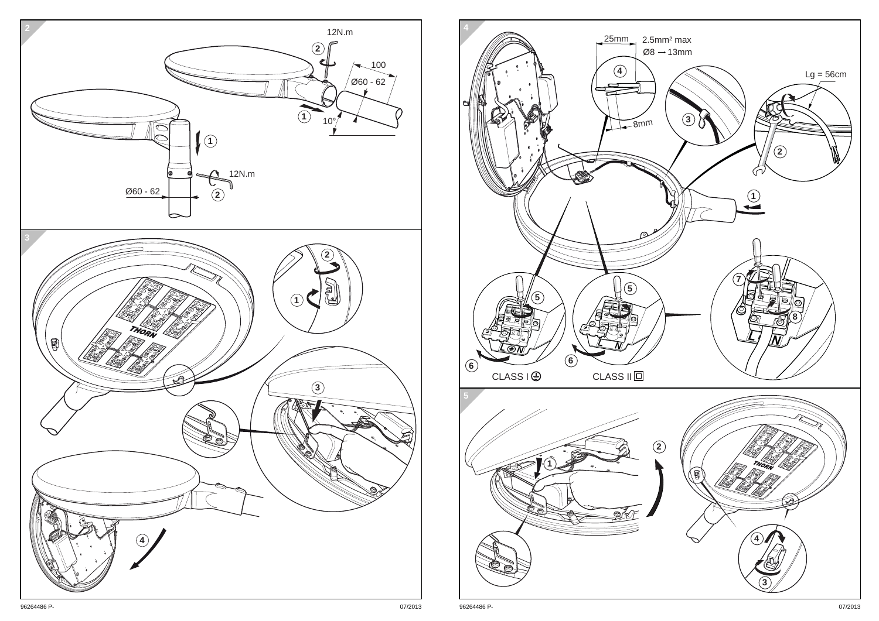2

12N.m

100

Ø60 - 62

10°

12N.m

Ø60 - 62

3

THORN

4

25mm

2.5mm² max

Ø8 → 13mm

8mm

Lg = 56cm

CLASS I

CLASS II

L N

5

THORN

96264486 P-

07/2013

96264486 P-

07/2013